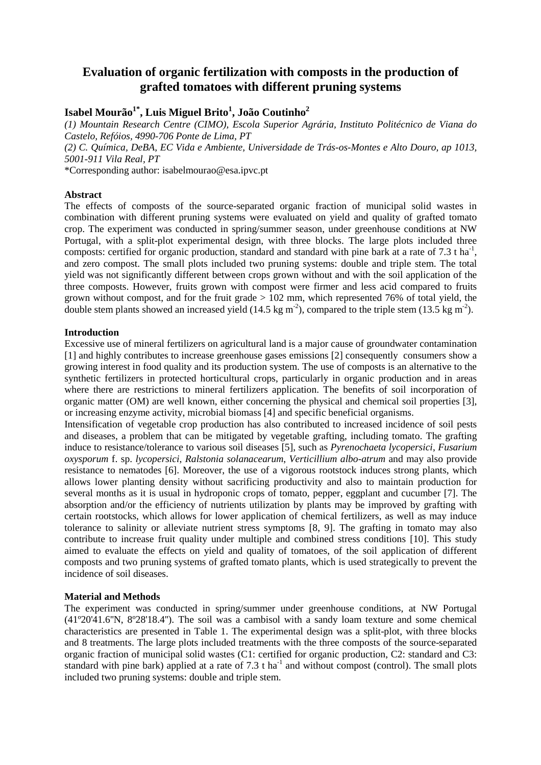# Evaluation of organic fertilization with composts in the production of grafted tomatoes with different pruning systems

**Isabel Mourão[1*], Luis Miguel Brito[1], João Coutinho[2]**

*(1) Mountain Research Centre (CIMO), Escola Superior Agrária, Instituto Politécnico de Viana do Castelo, Refóios, 4990-706 Ponte de Lima, PT*

*(2) C. Química, DeBA, EC Vida e Ambiente, Universidade de Trás-os-Montes e Alto Douro, ap 1013, 5001-911 Vila Real, PT*

*Corresponding author: isabelmourao@esa.ipvc.pt

## Abstract

The effects of composts of the source-separated organic fraction of municipal solid wastes in combination with different pruning systems were evaluated on yield and quality of grafted tomato crop. The experiment was conducted in spring/summer season, under greenhouse conditions at NW Portugal, with a split-plot experimental design, with three blocks. The large plots included three composts: certified for organic production, standard and standard with pine bark at a rate of 7.3 t $ha^{-1}$, and zero compost. The small plots included two pruning systems: double and triple stem. The total yield was not significantly different between crops grown without and with the soil application of the three composts. However, fruits grown with compost were firmer and less acid compared to fruits grown without compost, and for the fruit grade > 102 mm, which represented 76% of total yield, the double stem plants showed an increased yield (14.5 kg $m^{-2}$), compared to the triple stem (13.5 kg $m^{-2}$).

## Introduction

Excessive use of mineral fertilizers on agricultural land is a major cause of groundwater contamination [1] and highly contributes to increase greenhouse gases emissions [2] consequently consumers show a growing interest in food quality and its production system. The use of composts is an alternative to the synthetic fertilizers in protected horticultural crops, particularly in organic production and in areas where there are restrictions to mineral fertilizers application. The benefits of soil incorporation of organic matter (OM) are well known, either concerning the physical and chemical soil properties [3], or increasing enzyme activity, microbial biomass [4] and specific beneficial organisms.

Intensification of vegetable crop production has also contributed to increased incidence of soil pests and diseases, a problem that can be mitigated by vegetable grafting, including tomato. The grafting induce to resistance/tolerance to various soil diseases [5], such as *Pyrenochaeta lycopersici*, *Fusarium oxysporum* f. sp. *lycopersici*, *Ralstonia solanacearum*, *Verticillium albo-atrum* and may also provide resistance to nematodes [6]. Moreover, the use of a vigorous rootstock induces strong plants, which allows lower planting density without sacrificing productivity and also to maintain production for several months as it is usual in hydroponic crops of tomato, pepper, eggplant and cucumber [7]. The absorption and/or the efficiency of nutrients utilization by plants may be improved by grafting with certain rootstocks, which allows for lower application of chemical fertilizers, as well as may induce tolerance to salinity or alleviate nutrient stress symptoms [8, 9]. The grafting in tomato may also contribute to increase fruit quality under multiple and combined stress conditions [10]. This study aimed to evaluate the effects on yield and quality of tomatoes, of the soil application of different composts and two pruning systems of grafted tomato plants, which is used strategically to prevent the incidence of soil diseases.

## Material and Methods

The experiment was conducted in spring/summer under greenhouse conditions, at NW Portugal (41º20'41.6''N, 8º28'18.4''). The soil was a cambisol with a sandy loam texture and some chemical characteristics are presented in Table 1. The experimental design was a split-plot, with three blocks and 8 treatments. The large plots included treatments with the three composts of the source-separated organic fraction of municipal solid wastes (C1: certified for organic production, C2: standard and C3: standard with pine bark) applied at a rate of 7.3 t $ha^{-1}$ and without compost (control). The small plots included two pruning systems: double and triple stem.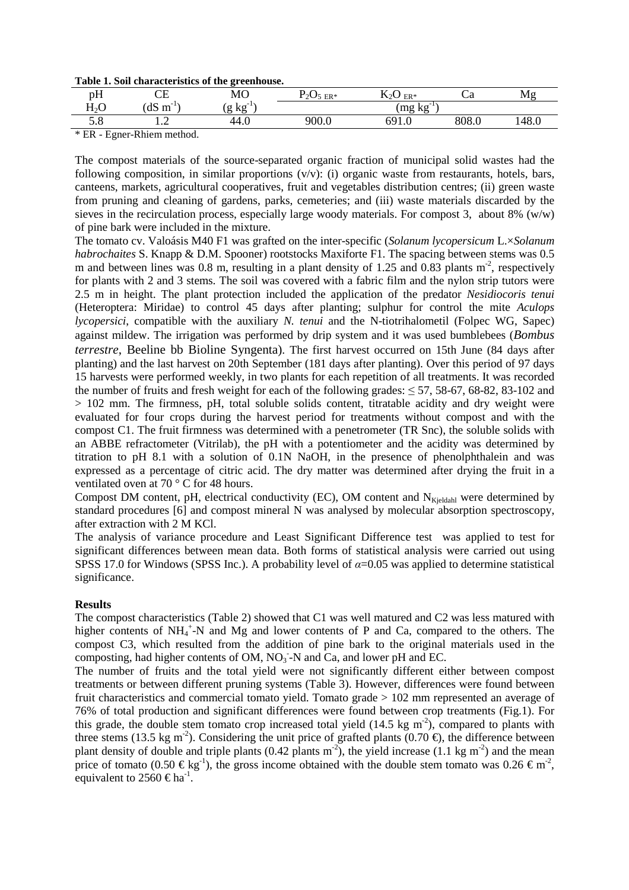**Table 1. Soil characteristics of the greenhouse.**

| pH | CE | MO | $P_2O_5$ ER* | $K_2O$ ER* | Ca | Mg |
|---|---|---|---|---|---|---|
| $H_2O$ | (dS $m^{-1}$) | (g $kg^{-1}$) | (mg $kg^{-1}$) | | | |
| 5.8 | 1.2 | 44.0 | 900.0 | 691.0 | 808.0 | 148.0 |

\* ER - Egner-Rhiem method.

The compost materials of the source-separated organic fraction of municipal solid wastes had the following composition, in similar proportions (v/v): (i) organic waste from restaurants, hotels, bars, canteens, markets, agricultural cooperatives, fruit and vegetables distribution centres; (ii) green waste from pruning and cleaning of gardens, parks, cemeteries; and (iii) waste materials discarded by the sieves in the recirculation process, especially large woody materials. For compost 3, about 8% (w/w) of pine bark were included in the mixture.

The tomato cv. Valoásis M40 F1 was grafted on the inter-specific (*Solanum lycopersicum* L.×*Solanum habrochaites* S. Knapp & D.M. Spooner) rootstocks Maxiforte F1. The spacing between stems was 0.5 m and between lines was 0.8 m, resulting in a plant density of 1.25 and 0.83 plants $m^{-2}$, respectively for plants with 2 and 3 stems. The soil was covered with a fabric film and the nylon strip tutors were 2.5 m in height. The plant protection included the application of the predator *Nesidiocoris tenui* (Heteroptera: Miridae) to control 45 days after planting; sulphur for control the mite *Aculops lycopersici*, compatible with the auxiliary *N. tenui* and the N-tiotrihalometil (Folpec WG, Sapec) against mildew. The irrigation was performed by drip system and it was used bumblebees (*Bombus terrestre*, Beeline bb Bioline Syngenta). The first harvest occurred on 15th June (84 days after planting) and the last harvest on 20th September (181 days after planting). Over this period of 97 days 15 harvests were performed weekly, in two plants for each repetition of all treatments. It was recorded the number of fruits and fresh weight for each of the following grades: ≤ 57, 58-67, 68-82, 83-102 and > 102 mm. The firmness, pH, total soluble solids content, titratable acidity and dry weight were evaluated for four crops during the harvest period for treatments without compost and with the compost C1. The fruit firmness was determined with a penetrometer (TR Snc), the soluble solids with an ABBE refractometer (Vitrilab), the pH with a potentiometer and the acidity was determined by titration to pH 8.1 with a solution of 0.1N NaOH, in the presence of phenolphthalein and was expressed as a percentage of citric acid. The dry matter was determined after drying the fruit in a ventilated oven at 70 ° C for 48 hours.

Compost DM content, pH, electrical conductivity (EC), OM content and $N_{Kjeldahl}$ were determined by standard procedures [6] and compost mineral N was analysed by molecular absorption spectroscopy, after extraction with 2 M KCl.

The analysis of variance procedure and Least Significant Difference test was applied to test for significant differences between mean data. Both forms of statistical analysis were carried out using SPSS 17.0 for Windows (SPSS Inc.). A probability level of $\alpha$=0.05 was applied to determine statistical significance.

**Results**

The compost characteristics (Table 2) showed that C1 was well matured and C2 was less matured with higher contents of $NH_4^+$-N and Mg and lower contents of P and Ca, compared to the others. The compost C3, which resulted from the addition of pine bark to the original materials used in the composting, had higher contents of OM, $NO_3^-$-N and Ca, and lower pH and EC.

The number of fruits and the total yield were not significantly different either between compost treatments or between different pruning systems (Table 3). However, differences were found between fruit characteristics and commercial tomato yield. Tomato grade > 102 mm represented an average of 76% of total production and significant differences were found between crop treatments (Fig.1). For this grade, the double stem tomato crop increased total yield (14.5 kg $m^{-2}$), compared to plants with three stems (13.5 kg $m^{-2}$). Considering the unit price of grafted plants (0.70 €), the difference between plant density of double and triple plants (0.42 plants $m^{-2}$), the yield increase (1.1 kg $m^{-2}$) and the mean price of tomato (0.50 € $kg^{-1}$), the gross income obtained with the double stem tomato was 0.26 € $m^{-2}$, equivalent to 2560 € $ha^{-1}$.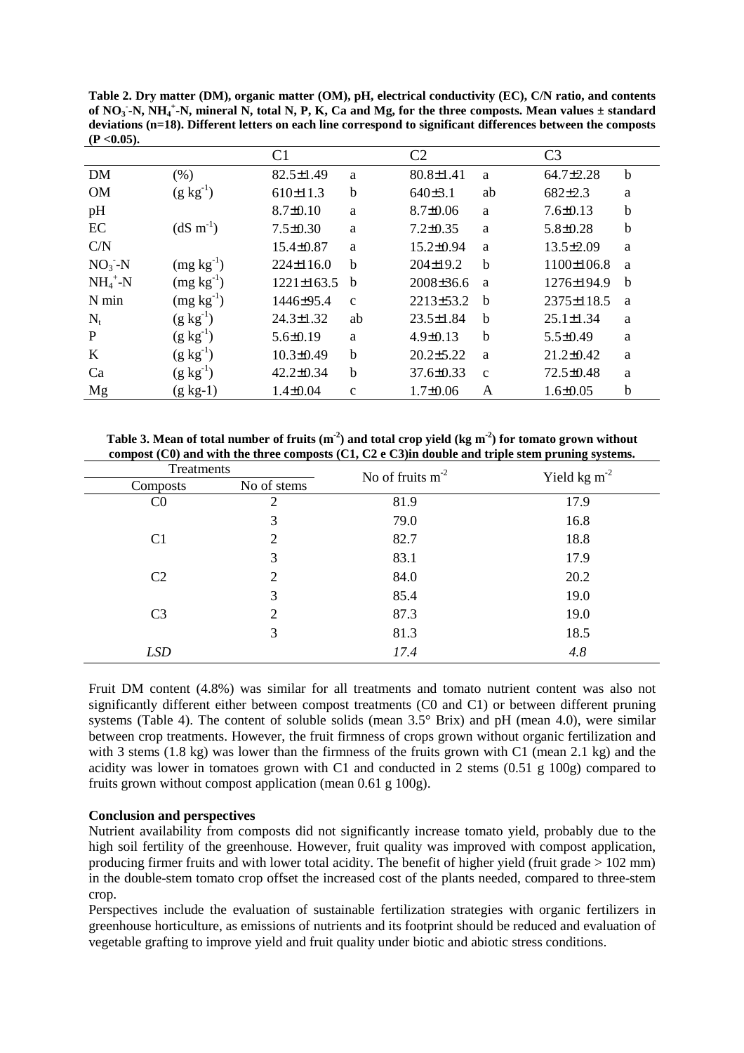**Table 2. Dry matter (DM), organic matter (OM), pH, electrical conductivity (EC), C/N ratio, and contents of $NO_3^-$-N, $NH_4^+$-N, mineral N, total N, P, K, Ca and Mg, for the three composts. Mean values ± standard deviations (n=18). Different letters on each line correspond to significant differences between the composts (P <0.05).**

| | | C1 | | C2 | | C3 | |
|---|---|---|---|---|---|---|---|
| DM | (%) | 82.5±1.49 | a | 80.8±1.41 | a | 64.7±2.28 | b |
| OM | (g kg$^{-1}$) | 610±11.3 | b | 640±3.1 | ab | 682±2.3 | a |
| pH | | 8.7±0.10 | a | 8.7±0.06 | a | 7.6±0.13 | b |
| EC | (dS m$^{-1}$) | 7.5±0.30 | a | 7.2±0.35 | a | 5.8±0.28 | b |
| C/N | | 15.4±0.87 | a | 15.2±0.94 | a | 13.5±2.09 | a |
| $NO_3^-$-N | (mg kg$^{-1}$) | 224±116.0 | b | 204±19.2 | b | 1100±106.8 | a |
| $NH_4^+$-N | (mg kg$^{-1}$) | 1221±163.5 | b | 2008±36.6 | a | 1276±194.9 | b |
| N min | (mg kg$^{-1}$) | 1446±95.4 | c | 2213±53.2 | b | 2375±118.5 | a |
| $N_t$ | (g kg$^{-1}$) | 24.3±1.32 | ab | 23.5±1.84 | b | 25.1±1.34 | a |
| P | (g kg$^{-1}$) | 5.6±0.19 | a | 4.9±0.13 | b | 5.5±0.49 | a |
| K | (g kg$^{-1}$) | 10.3±0.49 | b | 20.2±5.22 | a | 21.2±0.42 | a |
| Ca | (g kg$^{-1}$) | 42.2±0.34 | b | 37.6±0.33 | c | 72.5±0.48 | a |
| Mg | (g kg-1) | 1.4±0.04 | c | 1.7±0.06 | A | 1.6±0.05 | b |

**Table 3. Mean of total number of fruits (m$^{-2}$) and total crop yield (kg m$^{-2}$) for tomato grown without compost (C0) and with the three composts (C1, C2 e C3)in double and triple stem pruning systems.**

| Treatments | | No of fruits m$^{-2}$ | Yield kg m$^{-2}$ |
|---|---|---|---|
| Composts | No of stems | | |
| C0 | 2 | 81.9 | 17.9 |
| | 3 | 79.0 | 16.8 |
| C1 | 2 | 82.7 | 18.8 |
| | 3 | 83.1 | 17.9 |
| C2 | 2 | 84.0 | 20.2 |
| | 3 | 85.4 | 19.0 |
| C3 | 2 | 87.3 | 19.0 |
| | 3 | 81.3 | 18.5 |
| *LSD* | | *17.4* | *4.8* |

Fruit DM content (4.8%) was similar for all treatments and tomato nutrient content was also not significantly different either between compost treatments (C0 and C1) or between different pruning systems (Table 4). The content of soluble solids (mean 3.5° Brix) and pH (mean 4.0), were similar between crop treatments. However, the fruit firmness of crops grown without organic fertilization and with 3 stems (1.8 kg) was lower than the firmness of the fruits grown with C1 (mean 2.1 kg) and the acidity was lower in tomatoes grown with C1 and conducted in 2 stems (0.51 g 100g) compared to fruits grown without compost application (mean 0.61 g 100g).

**Conclusion and perspectives**

Nutrient availability from composts did not significantly increase tomato yield, probably due to the high soil fertility of the greenhouse. However, fruit quality was improved with compost application, producing firmer fruits and with lower total acidity. The benefit of higher yield (fruit grade > 102 mm) in the double-stem tomato crop offset the increased cost of the plants needed, compared to three-stem crop.

Perspectives include the evaluation of sustainable fertilization strategies with organic fertilizers in greenhouse horticulture, as emissions of nutrients and its footprint should be reduced and evaluation of vegetable grafting to improve yield and fruit quality under biotic and abiotic stress conditions.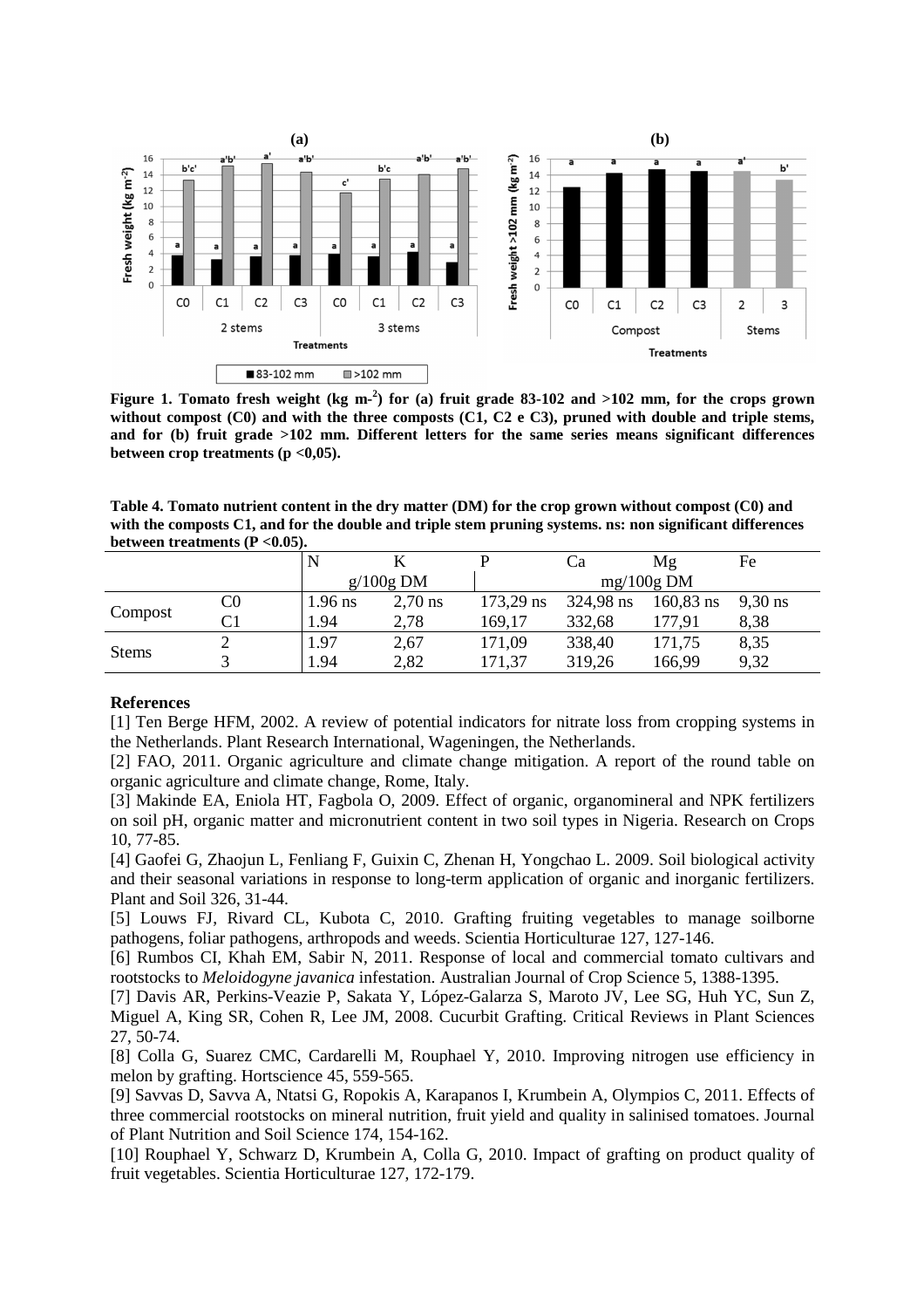(a)

Fresh weight (kg m$^{-2}$)

16
14
12
10
8
6
4
2
0

b'c' a'b' a' a'b' c' b'c a'b' a'b'

a a a a a a a a

C0 C1 C2 C3 C0 C1 C2 C3

2 stems 3 stems

Treatments

■ 83-102 mm ■ >102 mm

(b)

Fresh weight >102 mm (kg m$^{-2}$)

16
14
12
10
8
6
4
2
0

a a a a a' b'

C0 C1 C2 C3 2 3

Compost Stems

Treatments

**Figure 1. Tomato fresh weight (kg m-$^2$) for (a) fruit grade 83-102 and >102 mm, for the crops grown without compost (C0) and with the three composts (C1, C2 e C3), pruned with double and triple stems, and for (b) fruit grade >102 mm. Different letters for the same series means significant differences between crop treatments (p <0,05).**

**Table 4. Tomato nutrient content in the dry matter (DM) for the crop grown without compost (C0) and with the composts C1, and for the double and triple stem pruning systems. ns: non significant differences between treatments (P <0.05).**

| | | N | K | P | Ca | Mg | Fe |
|---|---|---|---|---|---|---|---|
| | | g/100g DM | | mg/100g DM | | | |
| Compost | C0 | 1.96 ns | 2,70 ns | 173,29 ns | 324,98 ns | 160,83 ns | 9,30 ns |
| | C1 | 1.94 | 2,78 | 169,17 | 332,68 | 177,91 | 8,38 |
| Stems | 2 | 1.97 | 2,67 | 171,09 | 338,40 | 171,75 | 8,35 |
| | 3 | 1.94 | 2,82 | 171,37 | 319,26 | 166,99 | 9,32 |

## References

[1] Ten Berge HFM, 2002. A review of potential indicators for nitrate loss from cropping systems in the Netherlands. Plant Research International, Wageningen, the Netherlands.

[2] FAO, 2011. Organic agriculture and climate change mitigation. A report of the round table on organic agriculture and climate change, Rome, Italy.

[3] Makinde EA, Eniola HT, Fagbola O, 2009. Effect of organic, organomineral and NPK fertilizers on soil pH, organic matter and micronutrient content in two soil types in Nigeria. Research on Crops 10, 77-85.

[4] Gaofei G, Zhaojun L, Fenliang F, Guixin C, Zhenan H, Yongchao L. 2009. Soil biological activity and their seasonal variations in response to long-term application of organic and inorganic fertilizers. Plant and Soil 326, 31-44.

[5] Louws FJ, Rivard CL, Kubota C, 2010. Grafting fruiting vegetables to manage soilborne pathogens, foliar pathogens, arthropods and weeds. Scientia Horticulturae 127, 127-146.

[6] Rumbos CI, Khah EM, Sabir N, 2011. Response of local and commercial tomato cultivars and rootstocks to *Meloidogyne javanica* infestation. Australian Journal of Crop Science 5, 1388-1395.

[7] Davis AR, Perkins-Veazie P, Sakata Y, López-Galarza S, Maroto JV, Lee SG, Huh YC, Sun Z, Miguel A, King SR, Cohen R, Lee JM, 2008. Cucurbit Grafting. Critical Reviews in Plant Sciences 27, 50-74.

[8] Colla G, Suarez CMC, Cardarelli M, Rouphael Y, 2010. Improving nitrogen use efficiency in melon by grafting. Hortscience 45, 559-565.

[9] Savvas D, Savva A, Ntatsi G, Ropokis A, Karapanos I, Krumbein A, Olympios C, 2011. Effects of three commercial rootstocks on mineral nutrition, fruit yield and quality in salinised tomatoes. Journal of Plant Nutrition and Soil Science 174, 154-162.

[10] Rouphael Y, Schwarz D, Krumbein A, Colla G, 2010. Impact of grafting on product quality of fruit vegetables. Scientia Horticulturae 127, 172-179.